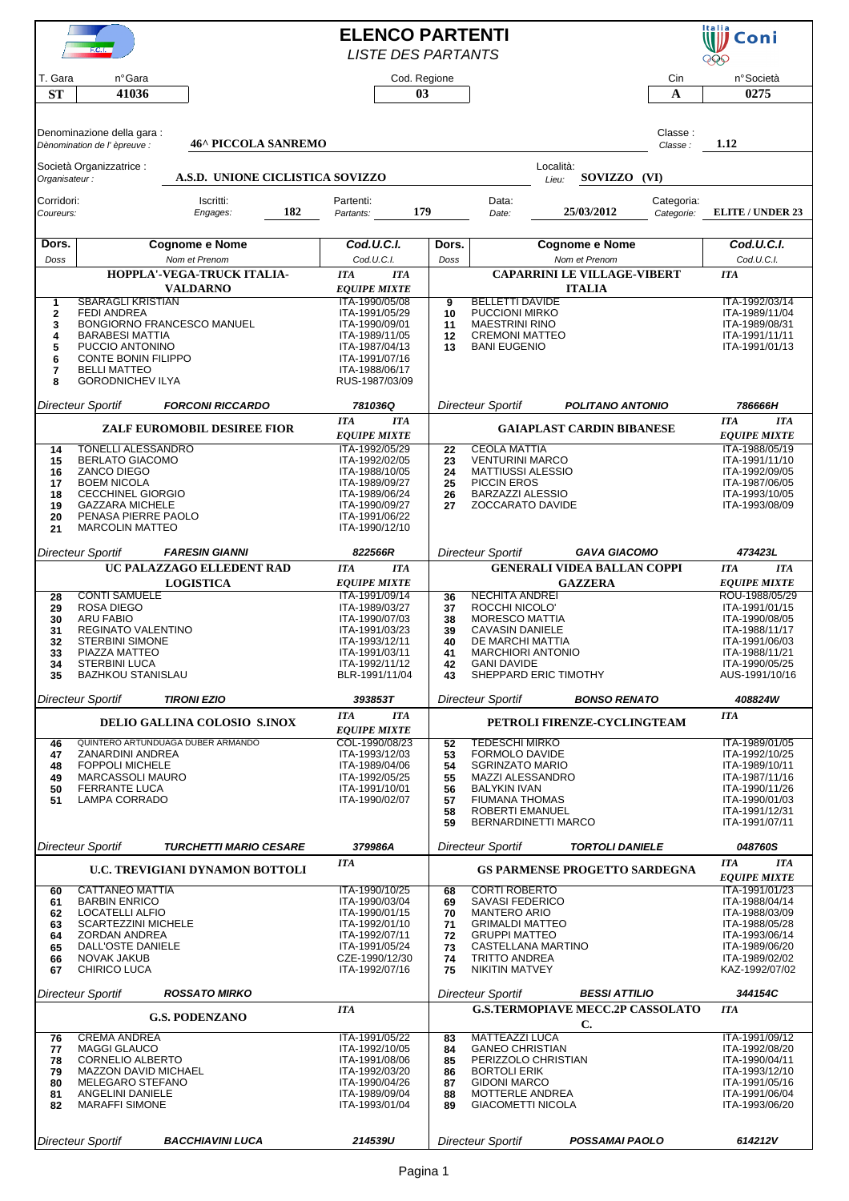# ELENCO PARTENTI

*LISTE DES PARTANTS*

| T. Gara | n°Gara | Cod. Regione | Cin | n°Società |
|---|---|---|---|---|
| **ST** | **41036** | **03** | **A** | **0275** |

Denominazione della gara : *Dènomination de l' èpreuve :* **46^ PICCOLA SANREMO** — Classe : *Classe :* **1.12**

Società Organizzatrice : *Organisateur :* **A.S.D. UNIONE CICLISTICA SOVIZZO** — Località: *Lieu:* **SOVIZZO (VI)**

Corridori: *Coureurs:* Iscritti: *Engages:* **182** — Partenti: *Partants:* **179** — Data: *Date:* **25/03/2012** — Categoria: *Categorie:* **ELITE / UNDER 23**

| Dors. *Doss* | Cognome e Nome *Nom et Prenom* | Cod.U.C.I. *Cod.U.C.I.* | Dors. *Doss* | Cognome e Nome *Nom et Prenom* | Cod.U.C.I. *Cod.U.C.I.* |
|---|---|---|---|---|---|
| | **HOPPLA'-VEGA-TRUCK ITALIA-VALDARNO** | *ITA ITA EQUIPE MIXTE* | | **CAPARRINI LE VILLAGE-VIBERT ITALIA** | *ITA* |
| 1 | SBARAGLI KRISTIAN | ITA-1990/05/08 | 9 | BELLETTI DAVIDE | ITA-1992/03/14 |
| 2 | FEDI ANDREA | ITA-1991/05/29 | 10 | PUCCIONI MIRKO | ITA-1989/11/04 |
| 3 | BONGIORNO FRANCESCO MANUEL | ITA-1990/09/01 | 11 | MAESTRINI RINO | ITA-1989/08/31 |
| 4 | BARABESI MATTIA | ITA-1989/11/05 | 12 | CREMONI MATTEO | ITA-1991/11/11 |
| 5 | PUCCIO ANTONINO | ITA-1987/04/13 | 13 | BANI EUGENIO | ITA-1991/01/13 |
| 6 | CONTE BONIN FILIPPO | ITA-1991/07/16 | | | |
| 7 | BELLI MATTEO | ITA-1988/06/17 | | | |
| 8 | GORODNICHEV ILYA | RUS-1987/03/09 | | | |
| | *Directeur Sportif* ***FORCONI RICCARDO*** | *781036Q* | | *Directeur Sportif* ***POLITANO ANTONIO*** | *786666H* |
| | **ZALF EUROMOBIL DESIREE FIOR** | *ITA ITA EQUIPE MIXTE* | | **GAIAPLAST CARDIN BIBANESE** | *ITA ITA EQUIPE MIXTE* |
| 14 | TONELLI ALESSANDRO | ITA-1992/05/29 | 22 | CEOLA MATTIA | ITA-1988/05/19 |
| 15 | BERLATO GIACOMO | ITA-1992/02/05 | 23 | VENTURINI MARCO | ITA-1991/11/10 |
| 16 | ZANCO DIEGO | ITA-1988/10/05 | 24 | MATTIUSSI ALESSIO | ITA-1992/09/05 |
| 17 | BOEM NICOLA | ITA-1989/09/27 | 25 | PICCIN EROS | ITA-1987/06/05 |
| 18 | CECCHINEL GIORGIO | ITA-1989/06/24 | 26 | BARZAZZI ALESSIO | ITA-1993/10/05 |
| 19 | GAZZARA MICHELE | ITA-1990/09/27 | 27 | ZOCCARATO DAVIDE | ITA-1993/08/09 |
| 20 | PENASA PIERRE PAOLO | ITA-1991/06/22 | | | |
| 21 | MARCOLIN MATTEO | ITA-1990/12/10 | | | |
| | *Directeur Sportif* ***FARESIN GIANNI*** | *822566R* | | *Directeur Sportif* ***GAVA GIACOMO*** | *473423L* |
| | **UC PALAZZAGO ELLEDENT RAD LOGISTICA** | *ITA ITA EQUIPE MIXTE* | | **GENERALI VIDEA BALLAN COPPI GAZZERA** | *ITA ITA EQUIPE MIXTE* |
| 28 | CONTI SAMUELE | ITA-1991/09/14 | 36 | NECHITA ANDREI | ROU-1988/05/29 |
| 29 | ROSA DIEGO | ITA-1989/03/27 | 37 | ROCCHI NICOLO' | ITA-1991/01/15 |
| 30 | ARU FABIO | ITA-1990/07/03 | 38 | MORESCO MATTIA | ITA-1990/08/05 |
| 31 | REGINATO VALENTINO | ITA-1991/03/23 | 39 | CAVASIN DANIELE | ITA-1988/11/17 |
| 32 | STERBINI SIMONE | ITA-1993/12/11 | 40 | DE MARCHI MATTIA | ITA-1991/06/03 |
| 33 | PIAZZA MATTEO | ITA-1991/03/11 | 41 | MARCHIORI ANTONIO | ITA-1988/11/21 |
| 34 | STERBINI LUCA | ITA-1992/11/12 | 42 | GANI DAVIDE | ITA-1990/05/25 |
| 35 | BAZHKOU STANISLAU | BLR-1991/11/04 | 43 | SHEPPARD ERIC TIMOTHY | AUS-1991/10/16 |
| | *Directeur Sportif* ***TIRONI EZIO*** | *393853T* | | *Directeur Sportif* ***BONSO RENATO*** | *408824W* |
| | **DELIO GALLINA COLOSIO S.INOX** | *ITA ITA EQUIPE MIXTE* | | **PETROLI FIRENZE-CYCLINGTEAM** | *ITA* |
| 46 | QUINTERO ARTUNDUAGA DUBER ARMANDO | COL-1990/08/23 | 52 | TEDESCHI MIRKO | ITA-1989/01/05 |
| 47 | ZANARDINI ANDREA | ITA-1993/12/03 | 53 | FORMOLO DAVIDE | ITA-1992/10/25 |
| 48 | FOPPOLI MICHELE | ITA-1989/04/06 | 54 | SGRINZATO MARIO | ITA-1989/10/11 |
| 49 | MARCASSOLI MAURO | ITA-1992/05/25 | 55 | MAZZI ALESSANDRO | ITA-1987/11/16 |
| 50 | FERRANTE LUCA | ITA-1991/10/01 | 56 | BALYKIN IVAN | ITA-1990/11/26 |
| 51 | LAMPA CORRADO | ITA-1990/02/07 | 57 | FIUMANA THOMAS | ITA-1990/01/03 |
| | | | 58 | ROBERTI EMANUEL | ITA-1991/12/31 |
| | | | 59 | BERNARDINETTI MARCO | ITA-1991/07/11 |
| | *Directeur Sportif* ***TURCHETTI MARIO CESARE*** | *379986A* | | *Directeur Sportif* ***TORTOLI DANIELE*** | *048760S* |
| | **U.C. TREVIGIANI DYNAMON BOTTOLI** | *ITA* | | **GS PARMENSE PROGETTO SARDEGNA** | *ITA ITA EQUIPE MIXTE* |
| 60 | CATTANEO MATTIA | ITA-1990/10/25 | 68 | CORTI ROBERTO | ITA-1991/01/23 |
| 61 | BARBIN ENRICO | ITA-1990/03/04 | 69 | SAVASI FEDERICO | ITA-1988/04/14 |
| 62 | LOCATELLI ALFIO | ITA-1990/01/15 | 70 | MANTERO ARIO | ITA-1988/03/09 |
| 63 | SCARTEZZINI MICHELE | ITA-1992/01/10 | 71 | GRIMALDI MATTEO | ITA-1988/05/28 |
| 64 | ZORDAN ANDREA | ITA-1992/07/11 | 72 | GRUPPI MATTEO | ITA-1993/06/14 |
| 65 | DALL'OSTE DANIELE | ITA-1991/05/24 | 73 | CASTELLANA MARTINO | ITA-1989/06/20 |
| 66 | NOVAK JAKUB | CZE-1990/12/30 | 74 | TRITTO ANDREA | ITA-1989/02/02 |
| 67 | CHIRICO LUCA | ITA-1992/07/16 | 75 | NIKITIN MATVEY | KAZ-1992/07/02 |
| | *Directeur Sportif* ***ROSSATO MIRKO*** | | | *Directeur Sportif* ***BESSI ATTILIO*** | *344154C* |
| | **G.S. PODENZANO** | *ITA* | | **G.S.TERMOPIAVE MECC.2P CASSOLATO C.** | *ITA* |
| 76 | CREMA ANDREA | ITA-1991/05/22 | 83 | MATTEAZZI LUCA | ITA-1991/09/12 |
| 77 | MAGGI GLAUCO | ITA-1992/10/05 | 84 | GANEO CHRISTIAN | ITA-1992/08/20 |
| 78 | CORNELIO ALBERTO | ITA-1991/08/06 | 85 | PERIZZOLO CHRISTIAN | ITA-1990/04/11 |
| 79 | MAZZON DAVID MICHAEL | ITA-1992/03/20 | 86 | BORTOLI ERIK | ITA-1993/12/10 |
| 80 | MELEGARO STEFANO | ITA-1990/04/26 | 87 | GIDONI MARCO | ITA-1991/05/16 |
| 81 | ANGELINI DANIELE | ITA-1989/09/04 | 88 | MOTTERLE ANDREA | ITA-1991/06/04 |
| 82 | MARAFFI SIMONE | ITA-1993/01/04 | 89 | GIACOMETTI NICOLA | ITA-1993/06/20 |
| | *Directeur Sportif* ***BACCHIAVINI LUCA*** | *214539U* | | *Directeur Sportif* ***POSSAMAI PAOLO*** | *614212V* |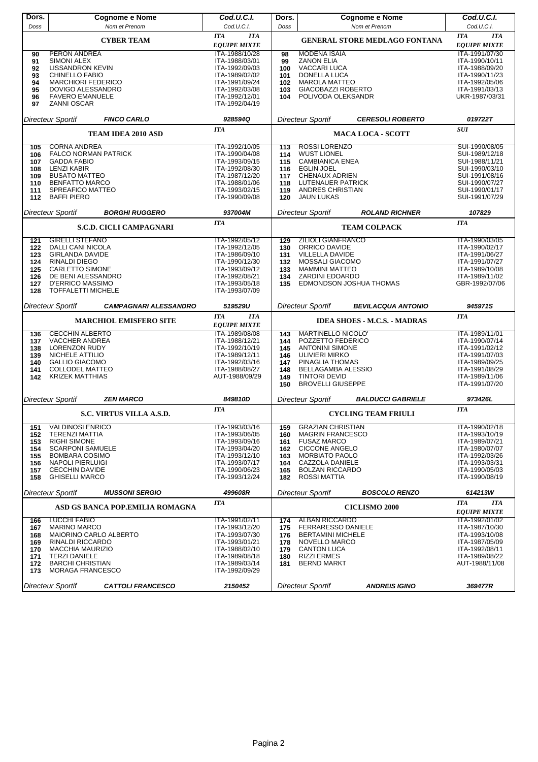| Dors. | Cognome e Nome | Cod.U.C.I. | Dors. | Cognome e Nome | Cod.U.C.I. |
|---|---|---|---|---|---|
| *Doss* | *Nom et Prenom* | *Cod.U.C.I.* | *Doss* | *Nom et Prenom* | *Cod.U.C.I.* |
| | **CYBER TEAM** | *ITA ITA EQUIPE MIXTE* | | **GENERAL STORE MEDLAGO FONTANA** | *ITA ITA EQUIPE MIXTE* |
| 90 | PERON ANDREA | ITA-1988/10/28 | 98 | MODENA ISAIA | ITA-1991/07/30 |
| 91 | SIMONI ALEX | ITA-1988/03/01 | 99 | ZANON ELIA | ITA-1990/10/11 |
| 92 | LISSANDRON KEVIN | ITA-1992/09/03 | 100 | VACCARI LUCA | ITA-1988/09/20 |
| 93 | CHINELLO FABIO | ITA-1989/02/02 | 101 | DONELLA LUCA | ITA-1990/11/23 |
| 94 | MARCHIORI FEDERICO | ITA-1991/09/24 | 102 | MAROLA MATTEO | ITA-1992/05/06 |
| 95 | DOVIGO ALESSANDRO | ITA-1992/03/08 | 103 | GIACOBAZZI ROBERTO | ITA-1991/03/13 |
| 96 | FAVERO EMANUELE | ITA-1992/12/01 | 104 | POLIVODA OLEKSANDR | UKR-1987/03/31 |
| 97 | ZANNI OSCAR | ITA-1992/04/19 | | | |
| *Directeur Sportif* | ***FINCO CARLO*** | ***928594Q*** | *Directeur Sportif* | ***CERESOLI ROBERTO*** | ***019722T*** |
| | **TEAM IDEA 2010 ASD** | *ITA* | | **MACA LOCA - SCOTT** | *SUI* |
| 105 | CORNA ANDREA | ITA-1992/10/05 | 113 | ROSSI LORENZO | SUI-1990/08/05 |
| 106 | FALCO NORMAN PATRICK | ITA-1990/04/08 | 114 | WUST LIONEL | SUI-1989/12/18 |
| 107 | GADDA FABIO | ITA-1993/09/15 | 115 | CAMBIANICA ENEA | SUI-1988/11/21 |
| 108 | LENZI KABIR | ITA-1992/08/30 | 116 | EGLIN JOEL | SUI-1990/03/10 |
| 109 | BUSATO MATTEO | ITA-1987/12/20 | 117 | CHENAUX ADRIEN | SUI-1991/08/16 |
| 110 | BENFATTO MARCO | ITA-1988/01/06 | 118 | LUTENAUER PATRICK | SUI-1990/07/27 |
| 111 | SPREAFICO MATTEO | ITA-1993/02/15 | 119 | ANDRES CHRISTIAN | SUI-1990/01/17 |
| 112 | BAFFI PIERO | ITA-1990/09/08 | 120 | JAUN LUKAS | SUI-1991/07/29 |
| *Directeur Sportif* | ***BORGHI RUGGERO*** | ***937004M*** | *Directeur Sportif* | ***ROLAND RICHNER*** | ***107829*** |
| | **S.C.D. CICLI CAMPAGNARI** | *ITA* | | **TEAM COLPACK** | *ITA* |
| 121 | GIRELLI STEFANO | ITA-1992/05/12 | 129 | ZILIOLI GIANFRANCO | ITA-1990/03/05 |
| 122 | DALLI CANI NICOLA | ITA-1992/12/05 | 130 | ORRICO DAVIDE | ITA-1990/02/17 |
| 123 | GIRLANDA DAVIDE | ITA-1986/09/10 | 131 | VILLELLA DAVIDE | ITA-1991/06/27 |
| 124 | RINALDI DIEGO | ITA-1990/12/30 | 132 | MOSSALI GIACOMO | ITA-1991/07/27 |
| 125 | CARLETTO SIMONE | ITA-1993/09/12 | 133 | MAMMINI MATTEO | ITA-1989/10/08 |
| 126 | DE BENI ALESSANDRO | ITA-1992/08/21 | 134 | ZARDINI EDOARDO | ITA-1989/11/02 |
| 127 | D'ERRICO MASSIMO | ITA-1993/05/18 | 135 | EDMONDSON JOSHUA THOMAS | GBR-1992/07/06 |
| 128 | TOFFALETTI MICHELE | ITA-1993/07/09 | | | |
| *Directeur Sportif* | ***CAMPAGNARI ALESSANDRO*** | ***519529U*** | *Directeur Sportif* | ***BEVILACQUA ANTONIO*** | ***945971S*** |
| | **MARCHIOL EMISFERO SITE** | *ITA ITA EQUIPE MIXTE* | | **IDEA SHOES - M.C.S. - MADRAS** | *ITA* |
| 136 | CECCHIN ALBERTO | ITA-1989/08/08 | 143 | MARTINELLO NICOLO' | ITA-1989/11/01 |
| 137 | VACCHER ANDREA | ITA-1988/12/21 | 144 | POZZETTO FEDERICO | ITA-1990/07/14 |
| 138 | LORENZON RUDY | ITA-1992/10/19 | 145 | ANTONINI SIMONE | ITA-1991/02/12 |
| 139 | NICHELE ATTILIO | ITA-1989/12/11 | 146 | ULIVIERI MIRKO | ITA-1991/07/03 |
| 140 | GALLIO GIACOMO | ITA-1992/03/16 | 147 | PINAGLIA THOMAS | ITA-1989/09/25 |
| 141 | COLLODEL MATTEO | ITA-1988/08/27 | 148 | BELLAGAMBA ALESSIO | ITA-1991/08/29 |
| 142 | KRIZEK MATTHIAS | AUT-1988/09/29 | 149 | TINTORI DEVID | ITA-1989/11/06 |
| | | | 150 | BROVELLI GIUSEPPE | ITA-1991/07/20 |
| *Directeur Sportif* | ***ZEN MARCO*** | ***849810D*** | *Directeur Sportif* | ***BALDUCCI GABRIELE*** | ***973426L*** |
| | **S.C. VIRTUS VILLA A.S.D.** | *ITA* | | **CYCLING TEAM FRIULI** | *ITA* |
| 151 | VALDINOSI ENRICO | ITA-1993/03/16 | 159 | GRAZIAN CHRISTIAN | ITA-1990/02/18 |
| 152 | TERENZI MATTIA | ITA-1993/06/05 | 160 | MAGRIN FRANCESCO | ITA-1993/10/19 |
| 153 | RIGHI SIMONE | ITA-1993/09/16 | 161 | FUSAZ MARCO | ITA-1989/07/21 |
| 154 | SCARPONI SAMUELE | ITA-1993/04/20 | 162 | CICCONE ANGELO | ITA-1980/07/07 |
| 155 | BOMBARA COSIMO | ITA-1993/12/10 | 163 | MORBIATO PAOLO | ITA-1992/03/26 |
| 156 | NAPOLI PIERLUIGI | ITA-1993/07/17 | 164 | CAZZOLA DANIELE | ITA-1993/03/31 |
| 157 | CECCHIN DAVIDE | ITA-1990/06/23 | 165 | BOLZAN RICCARDO | ITA-1990/05/03 |
| 158 | GHISELLI MARCO | ITA-1993/12/24 | 182 | ROSSI MATTIA | ITA-1990/08/19 |
| *Directeur Sportif* | ***MUSSONI SERGIO*** | ***499608R*** | *Directeur Sportif* | ***BOSCOLO RENZO*** | ***614213W*** |
| | **ASD GS BANCA POP.EMILIA ROMAGNA** | *ITA* | | **CICLISMO 2000** | *ITA ITA EQUIPE MIXTE* |
| 166 | LUCCHI FABIO | ITA-1991/02/11 | 174 | ALBAN RICCARDO | ITA-1992/01/02 |
| 167 | MARINO MARCO | ITA-1993/12/20 | 175 | FERRARESSO DANIELE | ITA-1987/10/30 |
| 168 | MAIORINO CARLO ALBERTO | ITA-1993/07/30 | 176 | BERTAMINI MICHELE | ITA-1993/10/08 |
| 169 | RINALDI RICCARDO | ITA-1993/01/21 | 178 | NOVELLO MARCO | ITA-1987/05/09 |
| 170 | MACCHIA MAURIZIO | ITA-1988/02/10 | 179 | CANTON LUCA | ITA-1992/08/11 |
| 171 | TERZI DANIELE | ITA-1989/08/18 | 180 | RIZZI ERMES | ITA-1989/08/22 |
| 172 | BARCHI CHRISTIAN | ITA-1989/03/14 | 181 | BERND MARKT | AUT-1988/11/08 |
| 173 | MORAGA FRANCESCO | ITA-1992/09/29 | | | |
| *Directeur Sportif* | ***CATTOLI FRANCESCO*** | ***2150452*** | *Directeur Sportif* | ***ANDREIS IGINO*** | ***369477R*** |